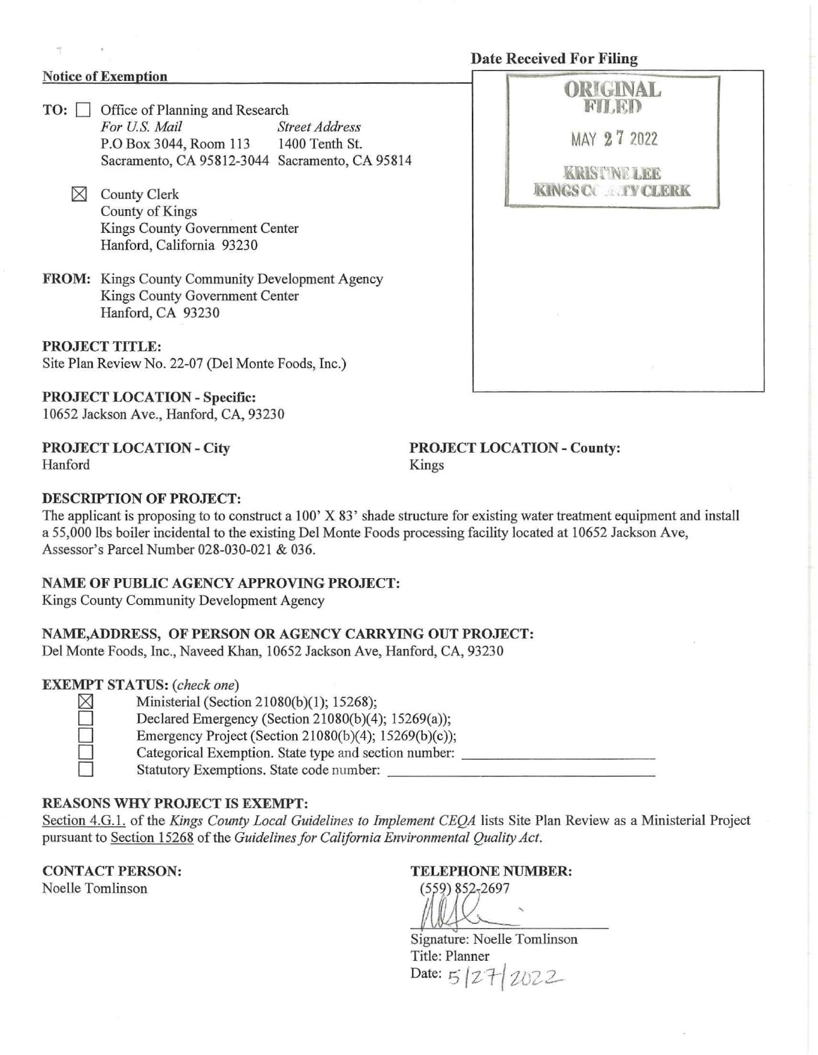## Notice of Exemption

**Date Received For Filing**

ORIGINAL FILED

MAY 27 2022

KRISTINE LEE
KINGS COUNTY CLERK

**TO:** ☐ Office of Planning and Research
*For U.S. Mail* — P.O Box 3044, Room 113, Sacramento, CA 95812-3044
*Street Address* — 1400 Tenth St., Sacramento, CA 95814

☒ County Clerk
County of Kings
Kings County Government Center
Hanford, California 93230

**FROM:** Kings County Community Development Agency
Kings County Government Center
Hanford, CA 93230

**PROJECT TITLE:**
Site Plan Review No. 22-07 (Del Monte Foods, Inc.)

**PROJECT LOCATION - Specific:**
10652 Jackson Ave., Hanford, CA, 93230

**PROJECT LOCATION - City**
Hanford

**PROJECT LOCATION - County:**
Kings

**DESCRIPTION OF PROJECT:**
The applicant is proposing to to construct a 100' X 83' shade structure for existing water treatment equipment and install a 55,000 lbs boiler incidental to the existing Del Monte Foods processing facility located at 10652 Jackson Ave, Assessor's Parcel Number 028-030-021 & 036.

**NAME OF PUBLIC AGENCY APPROVING PROJECT:**
Kings County Community Development Agency

**NAME,ADDRESS, OF PERSON OR AGENCY CARRYING OUT PROJECT:**
Del Monte Foods, Inc., Naveed Khan, 10652 Jackson Ave, Hanford, CA, 93230

**EXEMPT STATUS:** *(check one)*

- ☒ Ministerial (Section 21080(b)(1); 15268);
- ☐ Declared Emergency (Section 21080(b)(4); 15269(a));
- ☐ Emergency Project (Section 21080(b)(4); 15269(b)(c));
- ☐ Categorical Exemption. State type and section number: ____________
- ☐ Statutory Exemptions. State code number: ____________

**REASONS WHY PROJECT IS EXEMPT:**
Section 4.G.1. of the *Kings County Local Guidelines to Implement CEQA* lists Site Plan Review as a Ministerial Project pursuant to Section 15268 of the *Guidelines for California Environmental Quality Act.*

**CONTACT PERSON:**
Noelle Tomlinson

**TELEPHONE NUMBER:**
(559) 852-2697

Signature: Noelle Tomlinson
Title: Planner
Date: 5/27/2022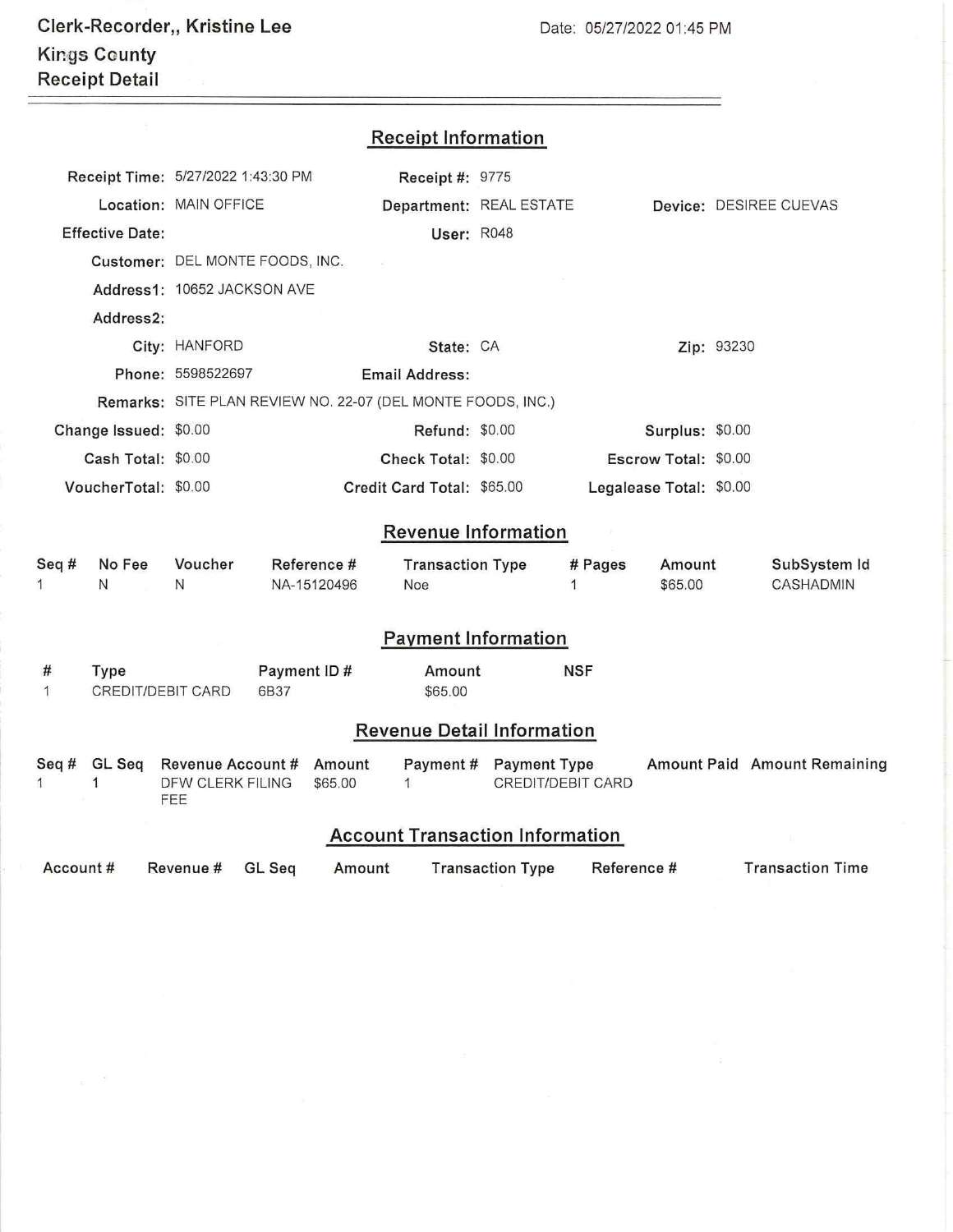**Clerk-Recorder,, Kristine Lee**
**Kings County**
**Receipt Detail**

Date: 05/27/2022 01:45 PM

## Receipt Information

| | | | | | |
|---|---|---|---|---|---|
| **Receipt Time:** | 5/27/2022 1:43:30 PM | **Receipt #:** | 9775 | | |
| **Location:** | MAIN OFFICE | **Department:** | REAL ESTATE | **Device:** | DESIREE CUEVAS |
| **Effective Date:** | | **User:** | R048 | | |
| **Customer:** | DEL MONTE FOODS, INC. | | | | |
| **Address1:** | 10652 JACKSON AVE | | | | |
| **Address2:** | | | | | |
| **City:** | HANFORD | **State:** | CA | **Zip:** | 93230 |
| **Phone:** | 5598522697 | **Email Address:** | | | |
| **Remarks:** | SITE PLAN REVIEW NO. 22-07 (DEL MONTE FOODS, INC.) | | | | |
| **Change Issued:** | $0.00 | **Refund:** | $0.00 | **Surplus:** | $0.00 |
| **Cash Total:** | $0.00 | **Check Total:** | $0.00 | **Escrow Total:** | $0.00 |
| **VoucherTotal:** | $0.00 | **Credit Card Total:** | $65.00 | **Legalease Total:** | $0.00 |

## Revenue Information

| Seq # | No Fee | Voucher | Reference # | Transaction Type | # Pages | Amount | SubSystem Id |
|---|---|---|---|---|---|---|---|
| 1 | N | N | NA-15120496 | Noe | 1 | $65.00 | CASHADMIN |

## Payment Information

| # | Type | Payment ID # | Amount | NSF |
|---|---|---|---|---|
| 1 | CREDIT/DEBIT CARD | 6B37 | $65.00 | |

## Revenue Detail Information

| Seq # | GL Seq | Revenue Account # | Amount | Payment # | Payment Type | Amount Paid | Amount Remaining |
|---|---|---|---|---|---|---|---|
| 1 | 1 | DFW CLERK FILING FEE | $65.00 | 1 | CREDIT/DEBIT CARD | | |

## Account Transaction Information

| Account # | Revenue # | GL Seq | Amount | Transaction Type | Reference # | Transaction Time |
|---|---|---|---|---|---|---|